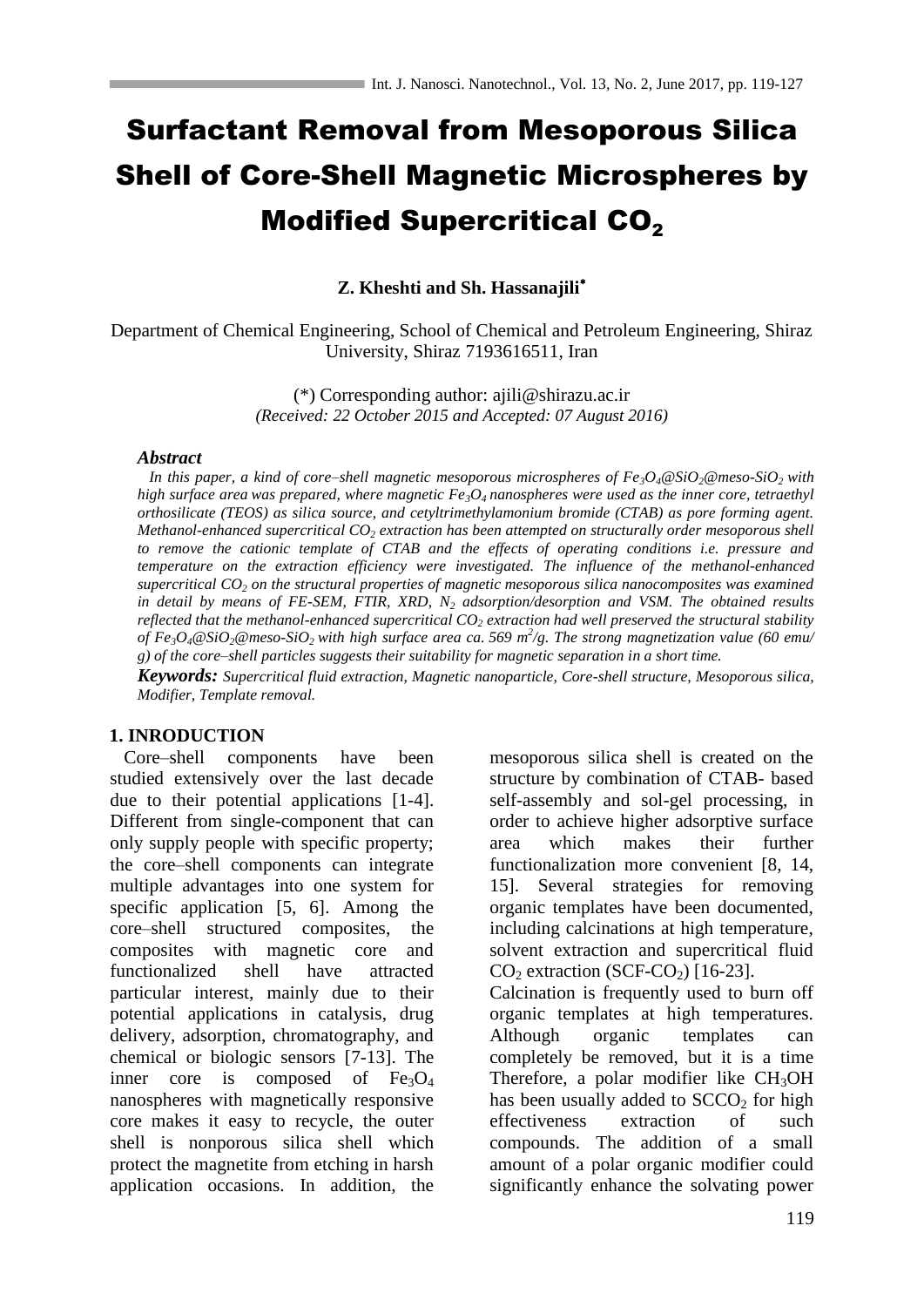# Surfactant Removal from Mesoporous Silica Shell of Core-Shell Magnetic Microspheres by Modified Supercritical $CO_2$

**Z. Kheshti and Sh. Hassanajili***

Department of Chemical Engineering, School of Chemical and Petroleum Engineering, Shiraz University, Shiraz 7193616511, Iran

(*) Corresponding author: ajili@shirazu.ac.ir
*(Received: 22 October 2015 and Accepted: 07 August 2016)*

### *Abstract*

*In this paper, a kind of core–shell magnetic mesoporous microspheres of $Fe_3O_4$@$SiO_2$@meso-$SiO_2$ with high surface area was prepared, where magnetic $Fe_3O_4$ nanospheres were used as the inner core, tetraethyl orthosilicate (TEOS) as silica source, and cetyltrimethylamonium bromide (CTAB) as pore forming agent. Methanol-enhanced supercritical $CO_2$ extraction has been attempted on structurally order mesoporous shell to remove the cationic template of CTAB and the effects of operating conditions i.e. pressure and temperature on the extraction efficiency were investigated. The influence of the methanol-enhanced supercritical $CO_2$ on the structural properties of magnetic mesoporous silica nanocomposites was examined in detail by means of FE-SEM, FTIR, XRD, $N_2$ adsorption/desorption and VSM. The obtained results reflected that the methanol-enhanced supercritical $CO_2$ extraction had well preserved the structural stability of $Fe_3O_4$@$SiO_2$@meso-$SiO_2$ with high surface area ca. 569 $m^2/g$. The strong magnetization value (60 emu/g) of the core–shell particles suggests their suitability for magnetic separation in a short time.*

***Keywords:*** *Supercritical fluid extraction, Magnetic nanoparticle, Core-shell structure, Mesoporous silica, Modifier, Template removal.*

## 1. INRODUCTION

Core–shell components have been studied extensively over the last decade due to their potential applications [1-4]. Different from single-component that can only supply people with specific property; the core–shell components can integrate multiple advantages into one system for specific application [5, 6]. Among the core–shell structured composites, the composites with magnetic core and functionalized shell have attracted particular interest, mainly due to their potential applications in catalysis, drug delivery, adsorption, chromatography, and chemical or biologic sensors [7-13]. The inner core is composed of $Fe_3O_4$ nanospheres with magnetically responsive core makes it easy to recycle, the outer shell is nonporous silica shell which protect the magnetite from etching in harsh application occasions. In addition, the mesoporous silica shell is created on the structure by combination of CTAB- based self-assembly and sol-gel processing, in order to achieve higher adsorptive surface area which makes their further functionalization more convenient [8, 14, 15]. Several strategies for removing organic templates have been documented, including calcinations at high temperature, solvent extraction and supercritical fluid $CO_2$ extraction (SCF-$CO_2$) [16-23].

Calcination is frequently used to burn off organic templates at high temperatures. Although organic templates can completely be removed, but it is a time Therefore, a polar modifier like $CH_3OH$ has been usually added to $SCCO_2$ for high effectiveness extraction of such compounds. The addition of a small amount of a polar organic modifier could significantly enhance the solvating power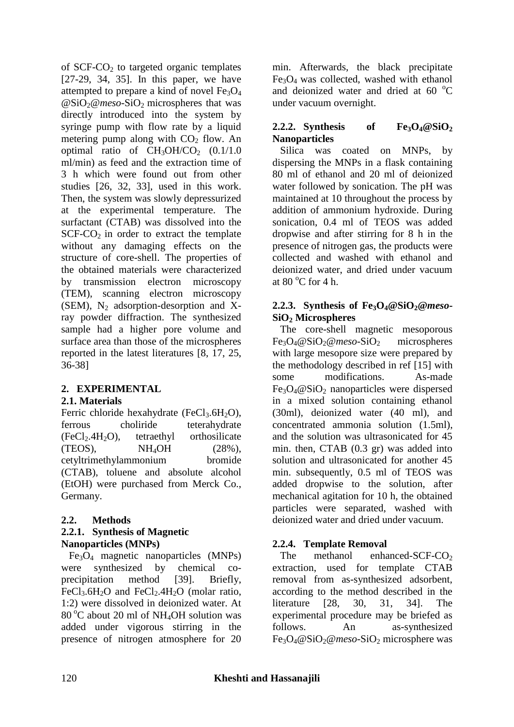of SCF-$CO_2$ to targeted organic templates [27-29, 34, 35]. In this paper, we have attempted to prepare a kind of novel $Fe_3O_4$ @$SiO_2$@*meso*-$SiO_2$ microspheres that was directly introduced into the system by syringe pump with flow rate by a liquid metering pump along with $CO_2$ flow. An optimal ratio of $CH_3OH/CO_2$ (0.1/1.0 ml/min) as feed and the extraction time of 3 h which were found out from other studies [26, 32, 33], used in this work. Then, the system was slowly depressurized at the experimental temperature. The surfactant (CTAB) was dissolved into the SCF-$CO_2$ in order to extract the template without any damaging effects on the structure of core-shell. The properties of the obtained materials were characterized by transmission electron microscopy (TEM), scanning electron microscopy (SEM), $N_2$ adsorption-desorption and X-ray powder diffraction. The synthesized sample had a higher pore volume and surface area than those of the microspheres reported in the latest literatures [8, 17, 25, 36-38]

## 2. EXPERIMENTAL

### 2.1. Materials

Ferric chloride hexahydrate ($FeCl_3.6H_2O$), ferrous choliride teterahydrate ($FeCl_2.4H_2O$), tetraethyl orthosilicate (TEOS), $NH_4OH$ (28%), cetyltrimethylammonium bromide (CTAB), toluene and absolute alcohol (EtOH) were purchased from Merck Co., Germany.

### 2.2. Methods

#### 2.2.1. Synthesis of Magnetic Nanoparticles (MNPs)

$Fe_3O_4$ magnetic nanoparticles (MNPs) were synthesized by chemical co-precipitation method [39]. Briefly, $FeCl_3.6H_2O$ and $FeCl_2.4H_2O$ (molar ratio, 1:2) were dissolved in deionized water. At 80 °C about 20 ml of $NH_4OH$ solution was added under vigorous stirring in the presence of nitrogen atmosphere for 20 min. Afterwards, the black precipitate $Fe_3O_4$ was collected, washed with ethanol and deionized water and dried at 60 °C under vacuum overnight.

#### 2.2.2. Synthesis of $Fe_3O_4$@$SiO_2$ Nanoparticles

Silica was coated on MNPs, by dispersing the MNPs in a flask containing 80 ml of ethanol and 20 ml of deionized water followed by sonication. The pH was maintained at 10 throughout the process by addition of ammonium hydroxide. During sonication, 0.4 ml of TEOS was added dropwise and after stirring for 8 h in the presence of nitrogen gas, the products were collected and washed with ethanol and deionized water, and dried under vacuum at 80 °C for 4 h.

#### 2.2.3. Synthesis of $Fe_3O_4$@$SiO_2$@*meso*-$SiO_2$ Microspheres

The core-shell magnetic mesoporous $Fe_3O_4$@$SiO_2$@*meso*-$SiO_2$ microspheres with large mesopore size were prepared by the methodology described in ref [15] with some modifications. As-made $Fe_3O_4$@$SiO_2$ nanoparticles were dispersed in a mixed solution containing ethanol (30ml), deionized water (40 ml), and concentrated ammonia solution (1.5ml), and the solution was ultrasonicated for 45 min. then, CTAB (0.3 gr) was added into solution and ultrasonicated for another 45 min. subsequently, 0.5 ml of TEOS was added dropwise to the solution, after mechanical agitation for 10 h, the obtained particles were separated, washed with deionized water and dried under vacuum.

#### 2.2.4. Template Removal

The methanol enhanced-SCF-$CO_2$ extraction, used for template CTAB removal from as-synthesized adsorbent, according to the method described in the literature [28, 30, 31, 34]. The experimental procedure may be briefed as follows. An as-synthesized $Fe_3O_4$@$SiO_2$@*meso*-$SiO_2$ microsphere was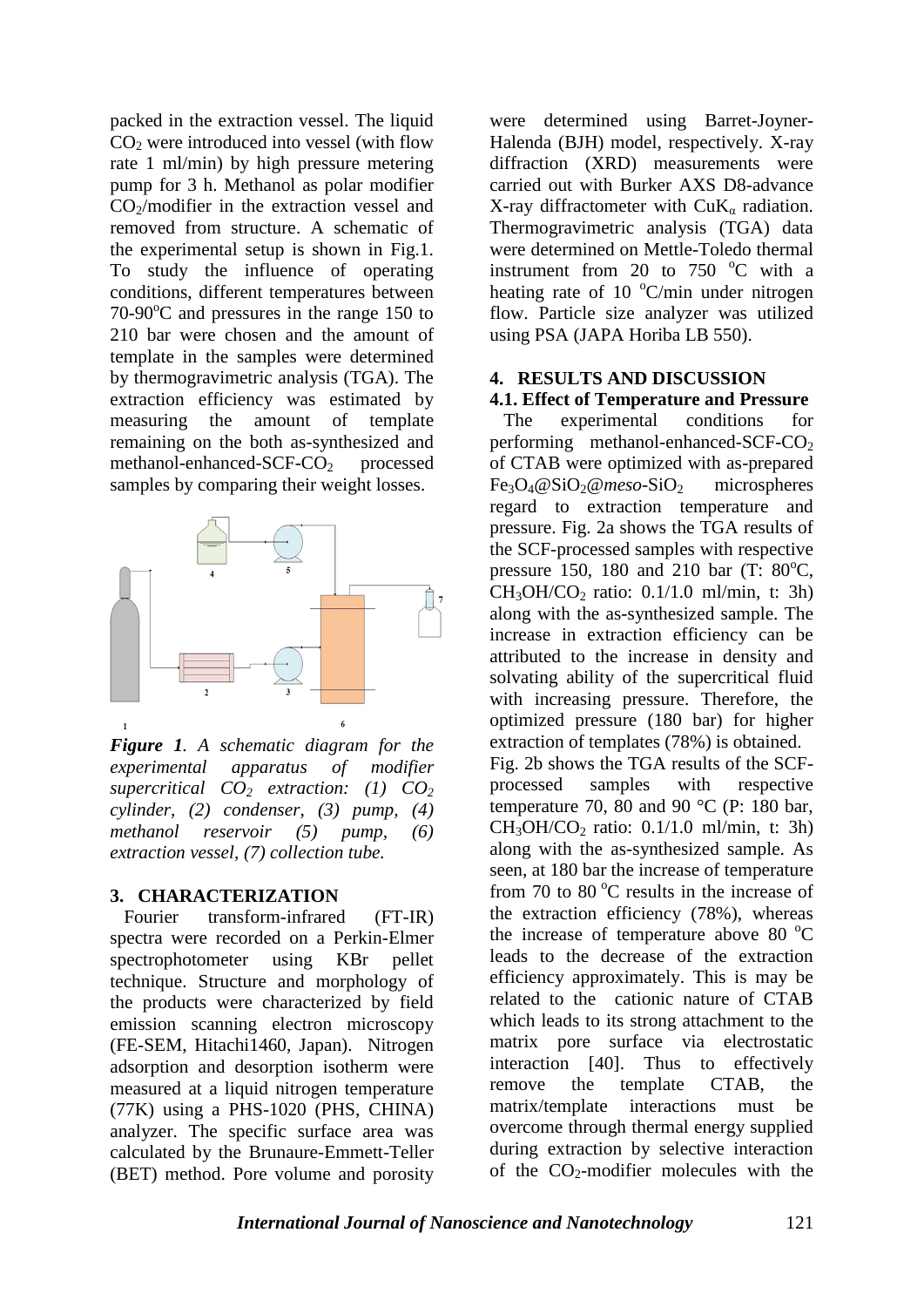packed in the extraction vessel. The liquid $CO_2$ were introduced into vessel (with flow rate 1 ml/min) by high pressure metering pump for 3 h. Methanol as polar modifier $CO_2$/modifier in the extraction vessel and removed from structure. A schematic of the experimental setup is shown in Fig.1. To study the influence of operating conditions, different temperatures between 70-90°C and pressures in the range 150 to 210 bar were chosen and the amount of template in the samples were determined by thermogravimetric analysis (TGA). The extraction efficiency was estimated by measuring the amount of template remaining on the both as-synthesized and methanol-enhanced-SCF-$CO_2$ processed samples by comparing their weight losses.

***Figure 1**. A schematic diagram for the experimental apparatus of modifier supercritical $CO_2$ extraction: (1) $CO_2$ cylinder, (2) condenser, (3) pump, (4) methanol reservoir (5) pump, (6) extraction vessel, (7) collection tube.*

## 3. CHARACTERIZATION

Fourier transform-infrared (FT-IR) spectra were recorded on a Perkin-Elmer spectrophotometer using KBr pellet technique. Structure and morphology of the products were characterized by field emission scanning electron microscopy (FE-SEM, Hitachi1460, Japan). Nitrogen adsorption and desorption isotherm were measured at a liquid nitrogen temperature (77K) using a PHS-1020 (PHS, CHINA) analyzer. The specific surface area was calculated by the Brunaure-Emmett-Teller (BET) method. Pore volume and porosity were determined using Barret-Joyner-Halenda (BJH) model, respectively. X-ray diffraction (XRD) measurements were carried out with Burker AXS D8-advance X-ray diffractometer with $CuK_\alpha$ radiation. Thermogravimetric analysis (TGA) data were determined on Mettle-Toledo thermal instrument from 20 to 750 °C with a heating rate of 10 °C/min under nitrogen flow. Particle size analyzer was utilized using PSA (JAPA Horiba LB 550).

## 4. RESULTS AND DISCUSSION

### 4.1. Effect of Temperature and Pressure

The experimental conditions for performing methanol-enhanced-SCF-$CO_2$ of CTAB were optimized with as-prepared $Fe_3O_4$@$SiO_2$@*meso*-$SiO_2$ microspheres regard to extraction temperature and pressure. Fig. 2a shows the TGA results of the SCF-processed samples with respective pressure 150, 180 and 210 bar (T: 80°C, $CH_3OH/CO_2$ ratio: 0.1/1.0 ml/min, t: 3h) along with the as-synthesized sample. The increase in extraction efficiency can be attributed to the increase in density and solvating ability of the supercritical fluid with increasing pressure. Therefore, the optimized pressure (180 bar) for higher extraction of templates (78%) is obtained.

Fig. 2b shows the TGA results of the SCF-processed samples with respective temperature 70, 80 and 90 °C (P: 180 bar, $CH_3OH/CO_2$ ratio: 0.1/1.0 ml/min, t: 3h) along with the as-synthesized sample. As seen, at 180 bar the increase of temperature from 70 to 80 °C results in the increase of the extraction efficiency (78%), whereas the increase of temperature above 80 °C leads to the decrease of the extraction efficiency approximately. This is may be related to the cationic nature of CTAB which leads to its strong attachment to the matrix pore surface via electrostatic interaction [40]. Thus to effectively remove the template CTAB, the matrix/template interactions must be overcome through thermal energy supplied during extraction by selective interaction of the $CO_2$-modifier molecules with the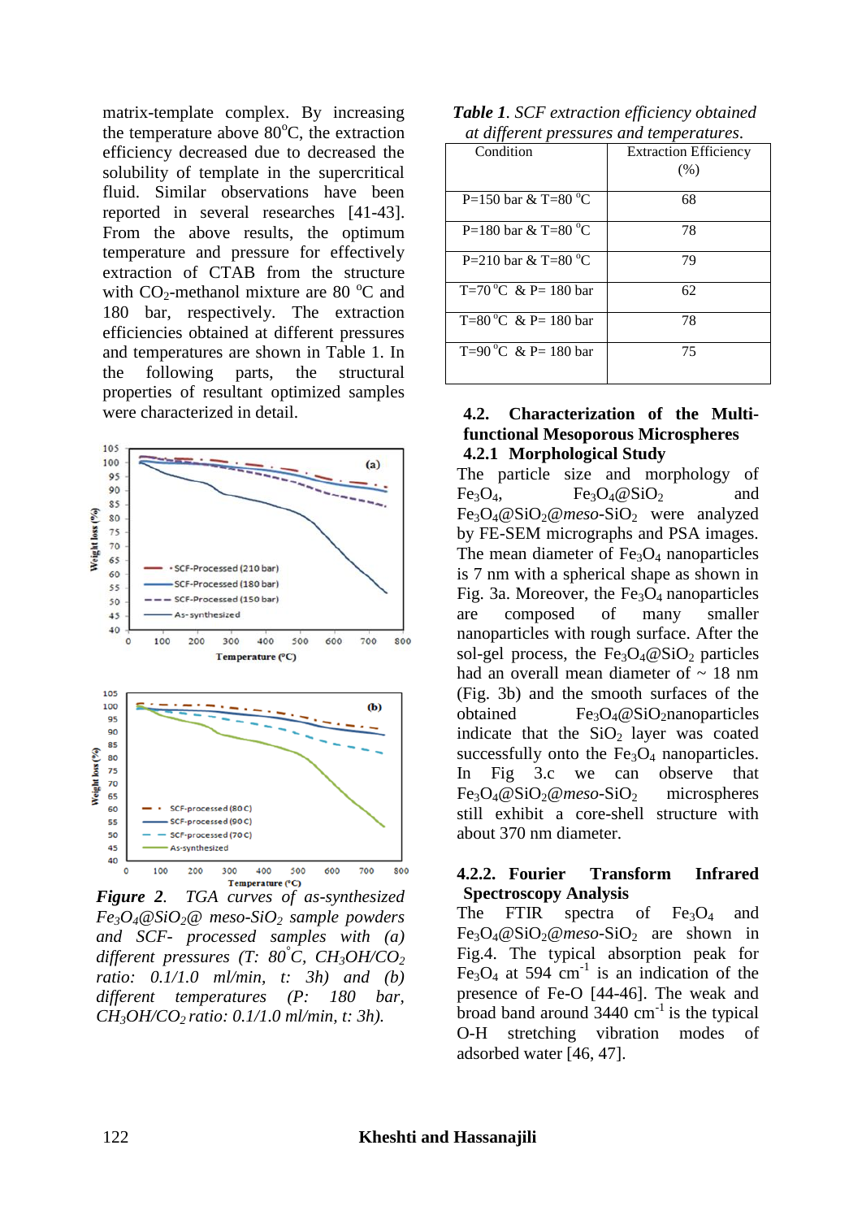matrix-template complex. By increasing the temperature above 80 $^{o}$C, the extraction efficiency decreased due to decreased the solubility of template in the supercritical fluid. Similar observations have been reported in several researches [41-43]. From the above results, the optimum temperature and pressure for effectively extraction of CTAB from the structure with $CO_2$-methanol mixture are 80 $^{o}$C and 180 bar, respectively. The extraction efficiencies obtained at different pressures and temperatures are shown in Table 1. In the following parts, the structural properties of resultant optimized samples were characterized in detail.

*Figure 2. TGA curves of as-synthesized $Fe_3O_4$@$SiO_2$@ meso-$SiO_2$ sample powders and SCF- processed samples with (a) different pressures (T: 80 $^{\circ}$C, $CH_3OH/CO_2$ ratio: 0.1/1.0 ml/min, t: 3h) and (b) different temperatures (P: 180 bar, $CH_3OH/CO_2$ ratio: 0.1/1.0 ml/min, t: 3h).*

***Table 1**. SCF extraction efficiency obtained at different pressures and temperatures.*

| Condition | Extraction Efficiency (%) |
|---|---|
| P=150 bar & T=80 $^{o}$C | 68 |
| P=180 bar & T=80 $^{o}$C | 78 |
| P=210 bar & T=80 $^{o}$C | 79 |
| T=70 $^{o}$C & P= 180 bar | 62 |
| T=80 $^{o}$C & P= 180 bar | 78 |
| T=90 $^{o}$C & P= 180 bar | 75 |

### 4.2. Characterization of the Multi-functional Mesoporous Microspheres

#### 4.2.1 Morphological Study

The particle size and morphology of $Fe_3O_4$, $Fe_3O_4$@$SiO_2$ and $Fe_3O_4$@$SiO_2$@*meso*-$SiO_2$ were analyzed by FE-SEM micrographs and PSA images. The mean diameter of $Fe_3O_4$ nanoparticles is 7 nm with a spherical shape as shown in Fig. 3a. Moreover, the $Fe_3O_4$ nanoparticles are composed of many smaller nanoparticles with rough surface. After the sol-gel process, the $Fe_3O_4$@$SiO_2$ particles had an overall mean diameter of ~ 18 nm (Fig. 3b) and the smooth surfaces of the obtained $Fe_3O_4$@$SiO_2$nanoparticles indicate that the $SiO_2$ layer was coated successfully onto the $Fe_3O_4$ nanoparticles. In Fig 3.c we can observe that $Fe_3O_4$@$SiO_2$@*meso*-$SiO_2$ microspheres still exhibit a core-shell structure with about 370 nm diameter.

#### 4.2.2. Fourier Transform Infrared Spectroscopy Analysis

The FTIR spectra of $Fe_3O_4$ and $Fe_3O_4$@$SiO_2$@*meso*-$SiO_2$ are shown in Fig.4. The typical absorption peak for $Fe_3O_4$ at 594 $cm^{-1}$ is an indication of the presence of Fe-O [44-46]. The weak and broad band around 3440 $cm^{-1}$ is the typical O-H stretching vibration modes of adsorbed water [46, 47].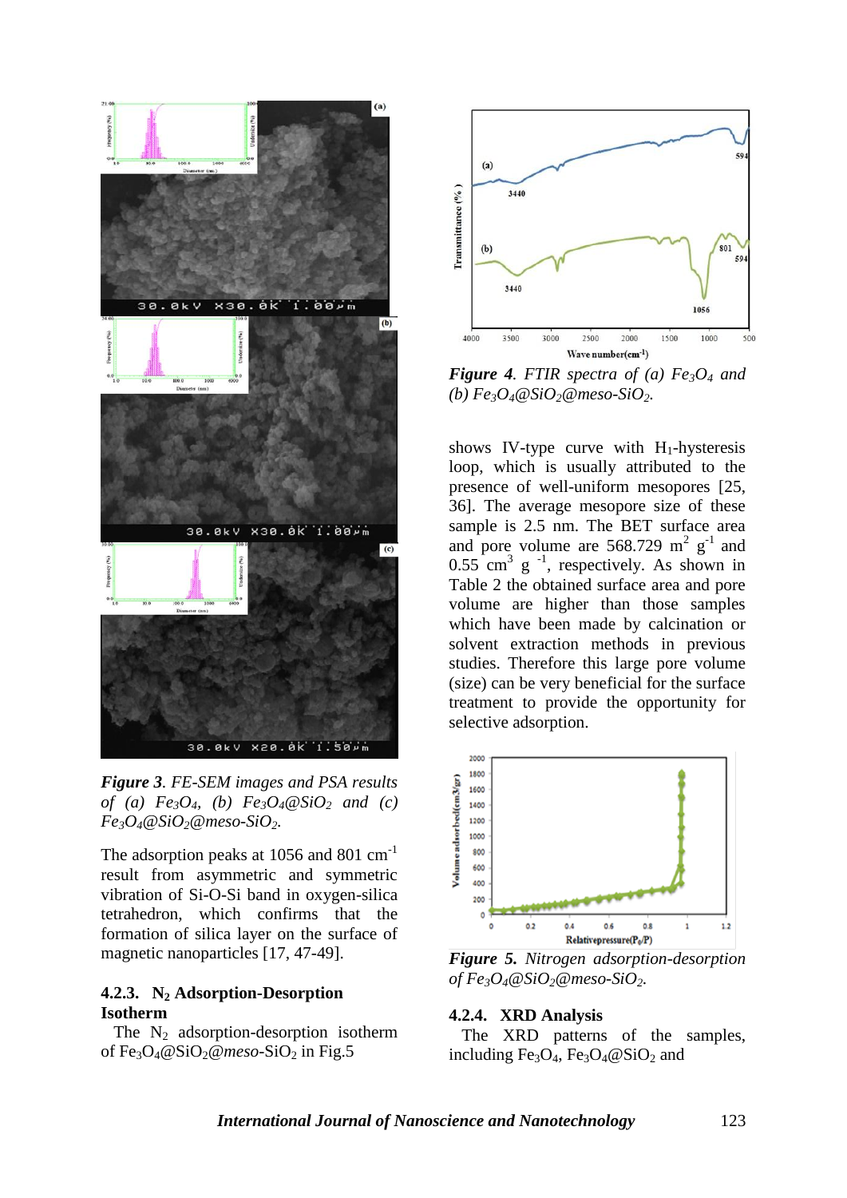*Figure 3. FE-SEM images and PSA results of (a) $Fe_3O_4$, (b) $Fe_3O_4@SiO_2$ and (c) $Fe_3O_4@SiO_2@meso$-$SiO_2$.*

The adsorption peaks at 1056 and 801 $cm^{-1}$ result from asymmetric and symmetric vibration of Si-O-Si band in oxygen-silica tetrahedron, which confirms that the formation of silica layer on the surface of magnetic nanoparticles [17, 47-49].

### 4.2.3. $N_2$ Adsorption-Desorption Isotherm

The $N_2$ adsorption-desorption isotherm of $Fe_3O_4@SiO_2@meso$-$SiO_2$ in Fig.5 shows IV-type curve with $H_1$-hysteresis loop, which is usually attributed to the presence of well-uniform mesopores [25, 36]. The average mesopore size of these sample is 2.5 nm. The BET surface area and pore volume are 568.729 $m^2$ $g^{-1}$ and 0.55 $cm^3$ $g^{-1}$, respectively. As shown in Table 2 the obtained surface area and pore volume are higher than those samples which have been made by calcination or solvent extraction methods in previous studies. Therefore this large pore volume (size) can be very beneficial for the surface treatment to provide the opportunity for selective adsorption.

*Figure 4. FTIR spectra of (a) $Fe_3O_4$ and (b) $Fe_3O_4@SiO_2@meso$-$SiO_2$.*

*Figure 5. Nitrogen adsorption-desorption of $Fe_3O_4@SiO_2@meso$-$SiO_2$.*

### 4.2.4. XRD Analysis

The XRD patterns of the samples, including $Fe_3O_4$, $Fe_3O_4@SiO_2$ and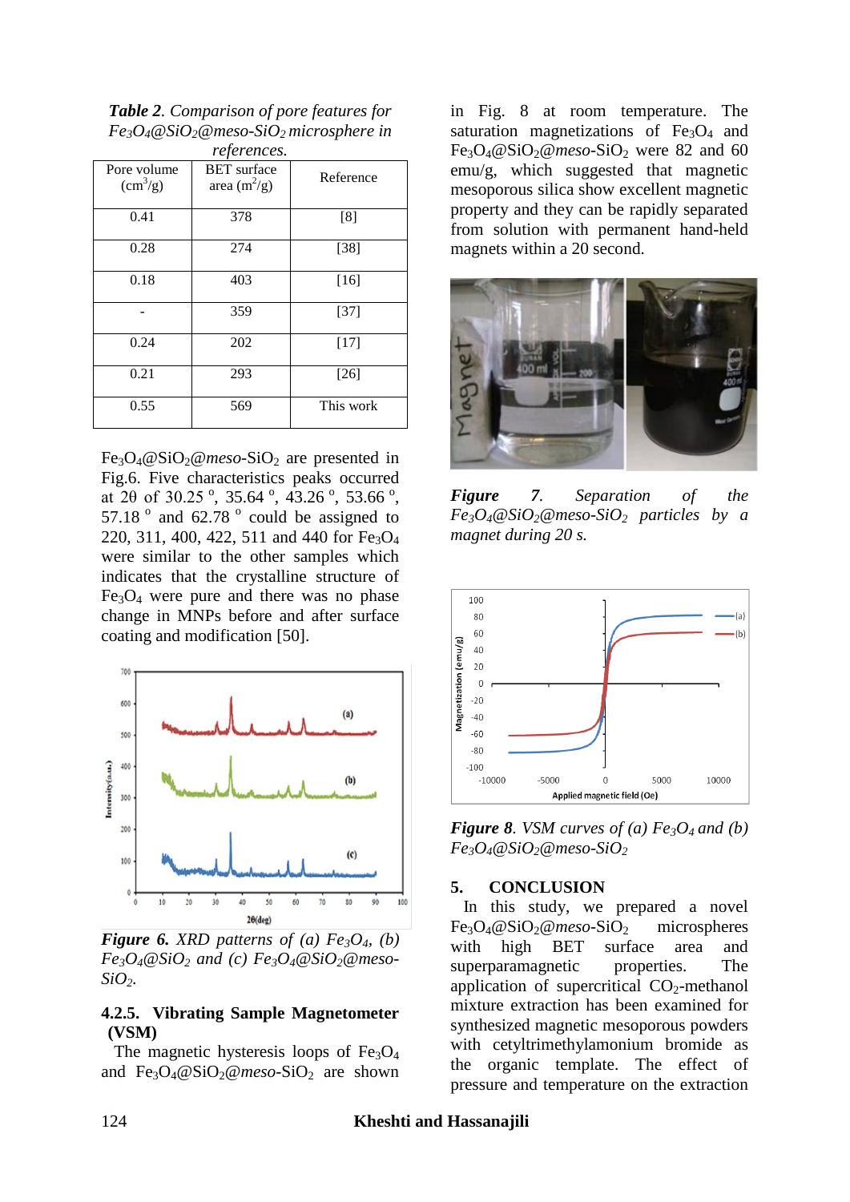*Table 2. Comparison of pore features for $Fe_3O_4$@$SiO_2$@meso-$SiO_2$ microsphere in references.*

| Pore volume ($cm^3/g$) | BET surface area ($m^2/g$) | Reference |
|---|---|---|
| 0.41 | 378 | [8] |
| 0.28 | 274 | [38] |
| 0.18 | 403 | [16] |
| - | 359 | [37] |
| 0.24 | 202 | [17] |
| 0.21 | 293 | [26] |
| 0.55 | 569 | This work |

$Fe_3O_4$@$SiO_2$@*meso*-$SiO_2$ are presented in Fig.6. Five characteristics peaks occurred at 2θ of 30.25 °, 35.64 °, 43.26 °, 53.66 °, 57.18 ° and 62.78 ° could be assigned to 220, 311, 400, 422, 511 and 440 for $Fe_3O_4$ were similar to the other samples which indicates that the crystalline structure of $Fe_3O_4$ were pure and there was no phase change in MNPs before and after surface coating and modification [50].

***Figure 6.*** *XRD patterns of (a) $Fe_3O_4$, (b) $Fe_3O_4$@$SiO_2$ and (c) $Fe_3O_4$@$SiO_2$@meso-$SiO_2$.*

### 4.2.5. Vibrating Sample Magnetometer (VSM)

The magnetic hysteresis loops of $Fe_3O_4$ and $Fe_3O_4$@$SiO_2$@*meso*-$SiO_2$ are shown in Fig. 8 at room temperature. The saturation magnetizations of $Fe_3O_4$ and $Fe_3O_4$@$SiO_2$@*meso*-$SiO_2$ were 82 and 60 emu/g, which suggested that magnetic mesoporous silica show excellent magnetic property and they can be rapidly separated from solution with permanent hand-held magnets within a 20 second.

***Figure 7.*** *Separation of the $Fe_3O_4$@$SiO_2$@meso-$SiO_2$ particles by a magnet during 20 s.*

***Figure 8.*** *VSM curves of (a) $Fe_3O_4$ and (b) $Fe_3O_4$@$SiO_2$@meso-$SiO_2$*

## 5. CONCLUSION

In this study, we prepared a novel $Fe_3O_4$@$SiO_2$@*meso*-$SiO_2$ microspheres with high BET surface area and superparamagnetic properties. The application of supercritical $CO_2$-methanol mixture extraction has been examined for synthesized magnetic mesoporous powders with cetyltrimethylamonium bromide as the organic template. The effect of pressure and temperature on the extraction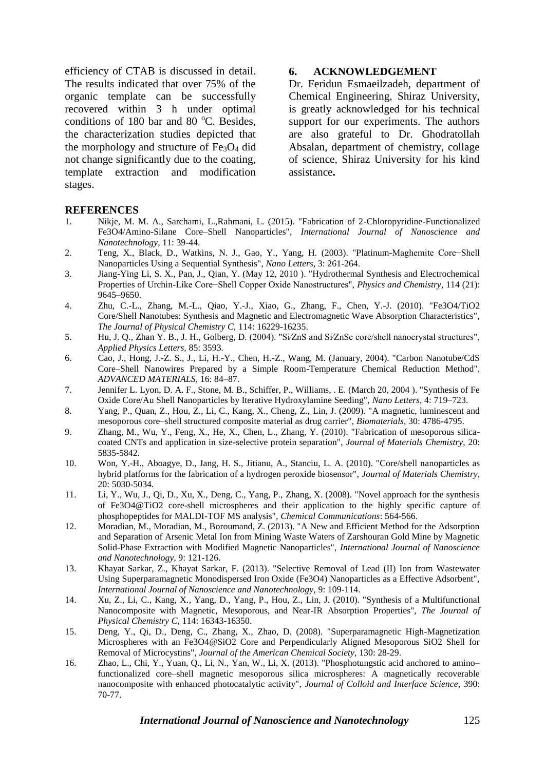efficiency of CTAB is discussed in detail. The results indicated that over 75% of the organic template can be successfully recovered within 3 h under optimal conditions of 180 bar and 80 °C. Besides, the characterization studies depicted that the morphology and structure of $Fe_3O_4$ did not change significantly due to the coating, template extraction and modification stages.

## 6. ACKNOWLEDGEMENT

Dr. Feridun Esmaeilzadeh, department of Chemical Engineering, Shiraz University, is greatly acknowledged for his technical support for our experiments. The authors are also grateful to Dr. Ghodratollah Absalan, department of chemistry, collage of science, Shiraz University for his kind assistance**.**

## REFERENCES

1. Nikje, M. M. A., Sarchami, L.,Rahmani, L. (2015). "Fabrication of 2-Chloropyridine-Functionalized Fe3O4/Amino-Silane Core–Shell Nanoparticles", *International Journal of Nanoscience and Nanotechnology,* 11: 39-44.
2. Teng, X., Black, D., Watkins, N. J., Gao, Y., Yang, H. (2003). "Platinum-Maghemite Core−Shell Nanoparticles Using a Sequential Synthesis", *Nano Letters,* 3: 261-264.
3. Jiang-Ying Li, S. X., Pan, J., Qian, Y. (May 12, 2010 ). "Hydrothermal Synthesis and Electrochemical Properties of Urchin-Like Core−Shell Copper Oxide Nanostructures", *Physics and Chemistry,* 114 (21): 9645–9650.
4. Zhu, C.-L., Zhang, M.-L., Qiao, Y.-J., Xiao, G., Zhang, F., Chen, Y.-J. (2010). "Fe3O4/TiO2 Core/Shell Nanotubes: Synthesis and Magnetic and Electromagnetic Wave Absorption Characteristics", *The Journal of Physical Chemistry C,* 114: 16229-16235.
5. Hu, J. Q., Zhan Y. B., J. H., Golberg, D. (2004). "Si/ZnS and Si/ZnSe core/shell nanocrystal structures", *Applied Physics Letters,* 85: 3593.
6. Cao, J., Hong, J.-Z. S., J., Li, H.-Y., Chen, H.-Z., Wang, M. (January, 2004). "Carbon Nanotube/CdS Core–Shell Nanowires Prepared by a Simple Room-Temperature Chemical Reduction Method", *ADVANCED MATERIALS,* 16: 84–87.
7. Jennifer L. Lyon, D. A. F., Stone, M. B., Schiffer, P., Williams, . E. (March 20, 2004 ). "Synthesis of Fe Oxide Core/Au Shell Nanoparticles by Iterative Hydroxylamine Seeding", *Nano Letters,* 4: 719–723.
8. Yang, P., Quan, Z., Hou, Z., Li, C., Kang, X., Cheng, Z., Lin, J. (2009). "A magnetic, luminescent and mesoporous core–shell structured composite material as drug carrier", *Biomaterials,* 30: 4786-4795.
9. Zhang, M., Wu, Y., Feng, X., He, X., Chen, L., Zhang, Y. (2010). "Fabrication of mesoporous silica-coated CNTs and application in size-selective protein separation", *Journal of Materials Chemistry,* 20: 5835-5842.
10. Won, Y.-H., Aboagye, D., Jang, H. S., Jitianu, A., Stanciu, L. A. (2010). "Core/shell nanoparticles as hybrid platforms for the fabrication of a hydrogen peroxide biosensor", *Journal of Materials Chemistry,* 20: 5030-5034.
11. Li, Y., Wu, J., Qi, D., Xu, X., Deng, C., Yang, P., Zhang, X. (2008). "Novel approach for the synthesis of Fe3O4@TiO2 core-shell microspheres and their application to the highly specific capture of phosphopeptides for MALDI-TOF MS analysis", *Chemical Communications*: 564-566.
12. Moradian, M., Moradian, M., Boroumand, Z. (2013). "A New and Efficient Method for the Adsorption and Separation of Arsenic Metal Ion from Mining Waste Waters of Zarshouran Gold Mine by Magnetic Solid-Phase Extraction with Modified Magnetic Nanoparticles", *International Journal of Nanoscience and Nanotechnology,* 9: 121-126.
13. Khayat Sarkar, Z., Khayat Sarkar, F. (2013). "Selective Removal of Lead (II) Ion from Wastewater Using Superparamagnetic Monodispersed Iron Oxide (Fe3O4) Nanoparticles as a Effective Adsorbent", *International Journal of Nanoscience and Nanotechnology,* 9: 109-114.
14. Xu, Z., Li, C., Kang, X., Yang, D., Yang, P., Hou, Z., Lin, J. (2010). "Synthesis of a Multifunctional Nanocomposite with Magnetic, Mesoporous, and Near-IR Absorption Properties", *The Journal of Physical Chemistry C,* 114: 16343-16350.
15. Deng, Y., Qi, D., Deng, C., Zhang, X., Zhao, D. (2008). "Superparamagnetic High-Magnetization Microspheres with an Fe3O4@SiO2 Core and Perpendicularly Aligned Mesoporous SiO2 Shell for Removal of Microcystins", *Journal of the American Chemical Society,* 130: 28-29.
16. Zhao, L., Chi, Y., Yuan, Q., Li, N., Yan, W., Li, X. (2013). "Phosphotungstic acid anchored to amino–functionalized core–shell magnetic mesoporous silica microspheres: A magnetically recoverable nanocomposite with enhanced photocatalytic activity", *Journal of Colloid and Interface Science,* 390: 70-77.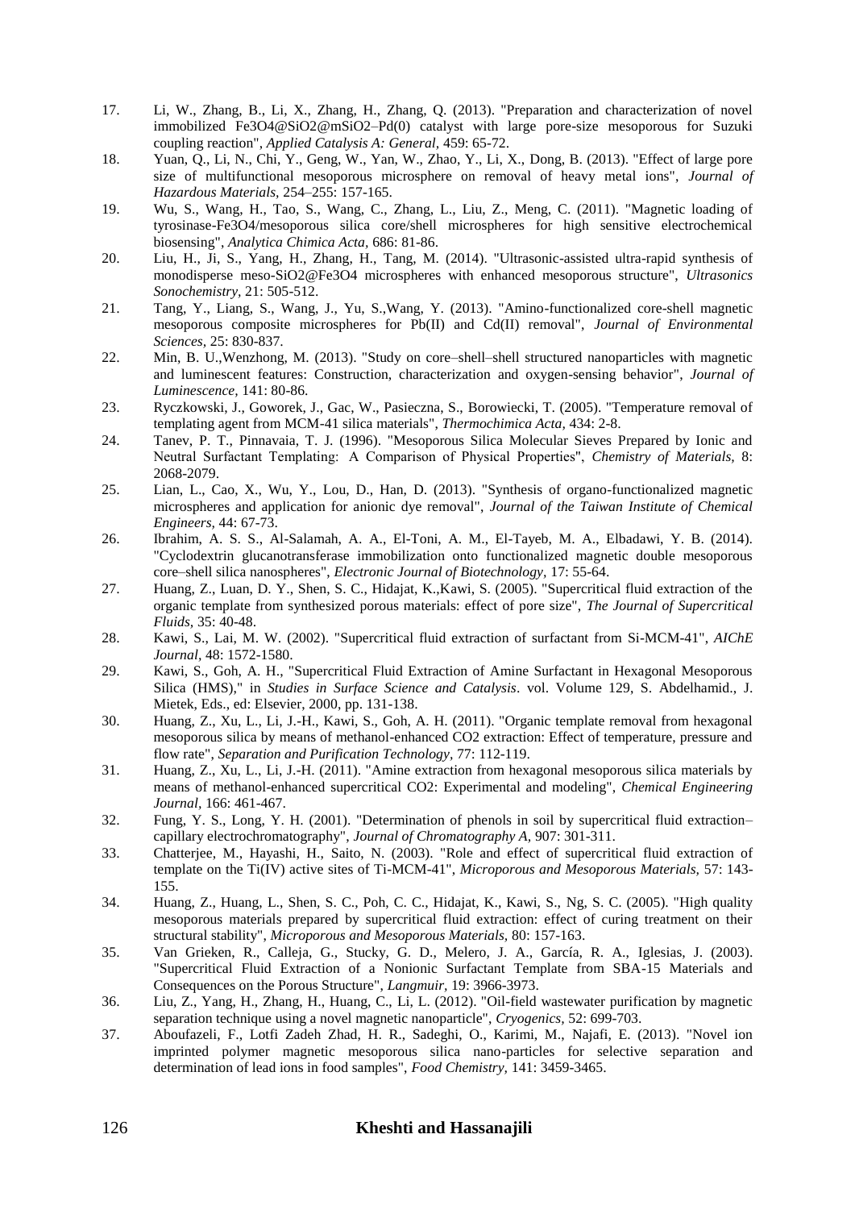17. Li, W., Zhang, B., Li, X., Zhang, H., Zhang, Q. (2013). "Preparation and characterization of novel immobilized $Fe_3O_4$@$SiO_2$@m$SiO_2$–Pd(0) catalyst with large pore-size mesoporous for Suzuki coupling reaction", *Applied Catalysis A: General,* 459: 65-72.
18. Yuan, Q., Li, N., Chi, Y., Geng, W., Yan, W., Zhao, Y., Li, X., Dong, B. (2013). "Effect of large pore size of multifunctional mesoporous microsphere on removal of heavy metal ions", *Journal of Hazardous Materials,* 254–255: 157-165.
19. Wu, S., Wang, H., Tao, S., Wang, C., Zhang, L., Liu, Z., Meng, C. (2011). "Magnetic loading of tyrosinase-$Fe_3O_4$/mesoporous silica core/shell microspheres for high sensitive electrochemical biosensing", *Analytica Chimica Acta,* 686: 81-86.
20. Liu, H., Ji, S., Yang, H., Zhang, H., Tang, M. (2014). "Ultrasonic-assisted ultra-rapid synthesis of monodisperse meso-$SiO_2$@$Fe_3O_4$ microspheres with enhanced mesoporous structure", *Ultrasonics Sonochemistry,* 21: 505-512.
21. Tang, Y., Liang, S., Wang, J., Yu, S.,Wang, Y. (2013). "Amino-functionalized core-shell magnetic mesoporous composite microspheres for Pb(II) and Cd(II) removal", *Journal of Environmental Sciences,* 25: 830-837.
22. Min, B. U.,Wenzhong, M. (2013). "Study on core–shell–shell structured nanoparticles with magnetic and luminescent features: Construction, characterization and oxygen-sensing behavior", *Journal of Luminescence,* 141: 80-86.
23. Ryczkowski, J., Goworek, J., Gac, W., Pasieczna, S., Borowiecki, T. (2005). "Temperature removal of templating agent from MCM-41 silica materials", *Thermochimica Acta,* 434: 2-8.
24. Tanev, P. T., Pinnavaia, T. J. (1996). "Mesoporous Silica Molecular Sieves Prepared by Ionic and Neutral Surfactant Templating: A Comparison of Physical Properties", *Chemistry of Materials,* 8: 2068-2079.
25. Lian, L., Cao, X., Wu, Y., Lou, D., Han, D. (2013). "Synthesis of organo-functionalized magnetic microspheres and application for anionic dye removal", *Journal of the Taiwan Institute of Chemical Engineers,* 44: 67-73.
26. Ibrahim, A. S. S., Al-Salamah, A. A., El-Toni, A. M., El-Tayeb, M. A., Elbadawi, Y. B. (2014). "Cyclodextrin glucanotransferase immobilization onto functionalized magnetic double mesoporous core–shell silica nanospheres", *Electronic Journal of Biotechnology,* 17: 55-64.
27. Huang, Z., Luan, D. Y., Shen, S. C., Hidajat, K.,Kawi, S. (2005). "Supercritical fluid extraction of the organic template from synthesized porous materials: effect of pore size", *The Journal of Supercritical Fluids,* 35: 40-48.
28. Kawi, S., Lai, M. W. (2002). "Supercritical fluid extraction of surfactant from Si-MCM-41", *AIChE Journal,* 48: 1572-1580.
29. Kawi, S., Goh, A. H., "Supercritical Fluid Extraction of Amine Surfactant in Hexagonal Mesoporous Silica (HMS)," in *Studies in Surface Science and Catalysis*. vol. Volume 129, S. Abdelhamid., J. Mietek, Eds., ed: Elsevier, 2000, pp. 131-138.
30. Huang, Z., Xu, L., Li, J.-H., Kawi, S., Goh, A. H. (2011). "Organic template removal from hexagonal mesoporous silica by means of methanol-enhanced $CO_2$ extraction: Effect of temperature, pressure and flow rate", *Separation and Purification Technology,* 77: 112-119.
31. Huang, Z., Xu, L., Li, J.-H. (2011). "Amine extraction from hexagonal mesoporous silica materials by means of methanol-enhanced supercritical $CO_2$: Experimental and modeling", *Chemical Engineering Journal,* 166: 461-467.
32. Fung, Y. S., Long, Y. H. (2001). "Determination of phenols in soil by supercritical fluid extraction–capillary electrochromatography", *Journal of Chromatography A,* 907: 301-311.
33. Chatterjee, M., Hayashi, H., Saito, N. (2003). "Role and effect of supercritical fluid extraction of template on the Ti(IV) active sites of Ti-MCM-41", *Microporous and Mesoporous Materials,* 57: 143-155.
34. Huang, Z., Huang, L., Shen, S. C., Poh, C. C., Hidajat, K., Kawi, S., Ng, S. C. (2005). "High quality mesoporous materials prepared by supercritical fluid extraction: effect of curing treatment on their structural stability", *Microporous and Mesoporous Materials,* 80: 157-163.
35. Van Grieken, R., Calleja, G., Stucky, G. D., Melero, J. A., García, R. A., Iglesias, J. (2003). "Supercritical Fluid Extraction of a Nonionic Surfactant Template from SBA-15 Materials and Consequences on the Porous Structure", *Langmuir,* 19: 3966-3973.
36. Liu, Z., Yang, H., Zhang, H., Huang, C., Li, L. (2012). "Oil-field wastewater purification by magnetic separation technique using a novel magnetic nanoparticle", *Cryogenics,* 52: 699-703.
37. Aboufazeli, F., Lotfi Zadeh Zhad, H. R., Sadeghi, O., Karimi, M., Najafi, E. (2013). "Novel ion imprinted polymer magnetic mesoporous silica nano-particles for selective separation and determination of lead ions in food samples", *Food Chemistry,* 141: 3459-3465.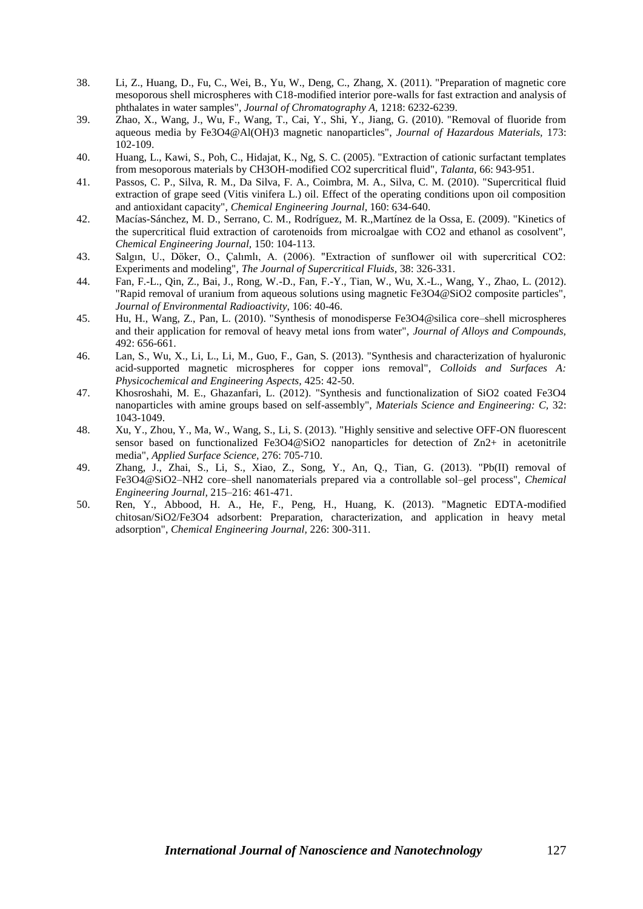38. Li, Z., Huang, D., Fu, C., Wei, B., Yu, W., Deng, C., Zhang, X. (2011). "Preparation of magnetic core mesoporous shell microspheres with C18-modified interior pore-walls for fast extraction and analysis of phthalates in water samples", *Journal of Chromatography A,* 1218: 6232-6239.
39. Zhao, X., Wang, J., Wu, F., Wang, T., Cai, Y., Shi, Y., Jiang, G. (2010). "Removal of fluoride from aqueous media by $Fe_3O_4$@$Al(OH)_3$ magnetic nanoparticles", *Journal of Hazardous Materials,* 173: 102-109.
40. Huang, L., Kawi, S., Poh, C., Hidajat, K., Ng, S. C. (2005). "Extraction of cationic surfactant templates from mesoporous materials by $CH_3OH$-modified $CO_2$ supercritical fluid", *Talanta,* 66: 943-951.
41. Passos, C. P., Silva, R. M., Da Silva, F. A., Coimbra, M. A., Silva, C. M. (2010). "Supercritical fluid extraction of grape seed (Vitis vinifera L.) oil. Effect of the operating conditions upon oil composition and antioxidant capacity", *Chemical Engineering Journal,* 160: 634-640.
42. Macías-Sánchez, M. D., Serrano, C. M., Rodríguez, M. R.,Martínez de la Ossa, E. (2009). "Kinetics of the supercritical fluid extraction of carotenoids from microalgae with $CO_2$ and ethanol as cosolvent", *Chemical Engineering Journal,* 150: 104-113.
43. Salgın, U., Döker, O., Çalımlı, A. (2006). "Extraction of sunflower oil with supercritical $CO_2$: Experiments and modeling", *The Journal of Supercritical Fluids,* 38: 326-331.
44. Fan, F.-L., Qin, Z., Bai, J., Rong, W.-D., Fan, F.-Y., Tian, W., Wu, X.-L., Wang, Y., Zhao, L. (2012). "Rapid removal of uranium from aqueous solutions using magnetic $Fe_3O_4$@$SiO_2$ composite particles", *Journal of Environmental Radioactivity,* 106: 40-46.
45. Hu, H., Wang, Z., Pan, L. (2010). "Synthesis of monodisperse $Fe_3O_4$@silica core–shell microspheres and their application for removal of heavy metal ions from water", *Journal of Alloys and Compounds,* 492: 656-661.
46. Lan, S., Wu, X., Li, L., Li, M., Guo, F., Gan, S. (2013). "Synthesis and characterization of hyaluronic acid-supported magnetic microspheres for copper ions removal", *Colloids and Surfaces A: Physicochemical and Engineering Aspects,* 425: 42-50.
47. Khosroshahi, M. E., Ghazanfari, L. (2012). "Synthesis and functionalization of $SiO_2$ coated $Fe_3O_4$ nanoparticles with amine groups based on self-assembly", *Materials Science and Engineering: C,* 32: 1043-1049.
48. Xu, Y., Zhou, Y., Ma, W., Wang, S., Li, S. (2013). "Highly sensitive and selective OFF-ON fluorescent sensor based on functionalized $Fe_3O_4$@$SiO_2$ nanoparticles for detection of $Zn^{2+}$ in acetonitrile media", *Applied Surface Science,* 276: 705-710.
49. Zhang, J., Zhai, S., Li, S., Xiao, Z., Song, Y., An, Q., Tian, G. (2013). "Pb(II) removal of $Fe_3O_4$@$SiO_2$–$NH_2$ core–shell nanomaterials prepared via a controllable sol–gel process", *Chemical Engineering Journal,* 215–216: 461-471.
50. Ren, Y., Abbood, H. A., He, F., Peng, H., Huang, K. (2013). "Magnetic EDTA-modified chitosan/$SiO_2$/$Fe_3O_4$ adsorbent: Preparation, characterization, and application in heavy metal adsorption", *Chemical Engineering Journal,* 226: 300-311.